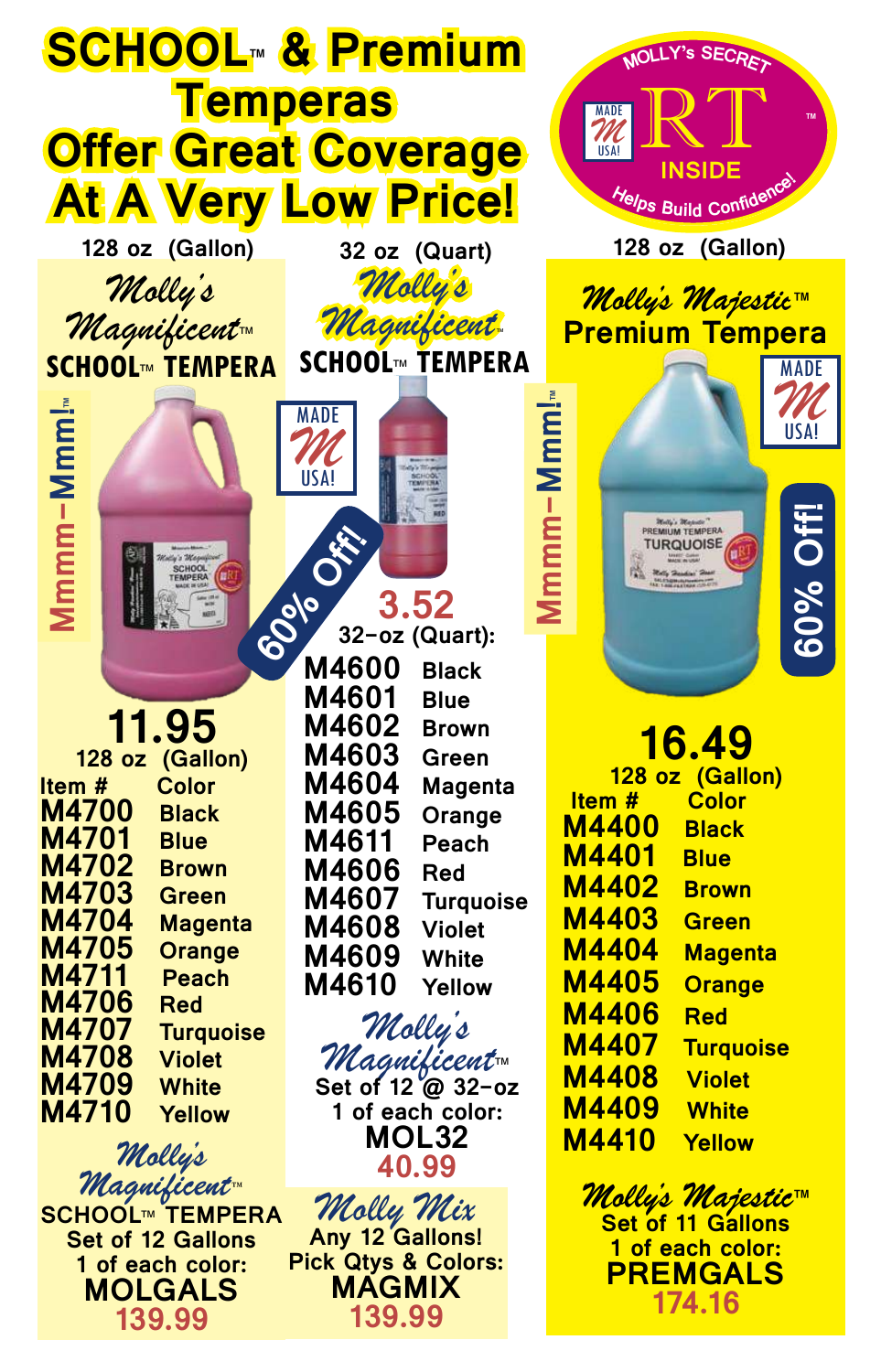# SCHOOL™ & Premium Temperas Offer Great Coverage At A Very Low Price!

MOLLY's SECRET RT™ INSIDE — MADE USA! — Helps Build Confidence!

## 128 oz (Gallon) — Molly's Magnificent™ SCHOOL™ TEMPERA

Mmmm-Mmm!™

60% Off!

**11.95**
128 oz (Gallon)

| Item # | Color |
|---|---|
| M4700 | Black |
| M4701 | Blue |
| M4702 | Brown |
| M4703 | Green |
| M4704 | Magenta |
| M4705 | Orange |
| M4711 | Peach |
| M4706 | Red |
| M4707 | Turquoise |
| M4708 | Violet |
| M4709 | White |
| M4710 | Yellow |

**Molly's Magnificent™ SCHOOL™ TEMPERA**
Set of 12 Gallons
1 of each color:
**MOLGALS**
**139.99**

## 32 oz (Quart) — Molly's Magnificent™ SCHOOL™ TEMPERA

MADE USA!

**3.52**
32-oz (Quart):

| Item # | Color |
|---|---|
| M4600 | Black |
| M4601 | Blue |
| M4602 | Brown |
| M4603 | Green |
| M4604 | Magenta |
| M4605 | Orange |
| M4611 | Peach |
| M4606 | Red |
| M4607 | Turquoise |
| M4608 | Violet |
| M4609 | White |
| M4610 | Yellow |

**Molly's Magnificent™**
Set of 12 @ 32-oz
1 of each color:
**MOL32**
**40.99**

**Molly Mix**
Any 12 Gallons!
Pick Qtys & Colors:
**MAGMIX**
**139.99**

## 128 oz (Gallon) — Molly's Majestic™ Premium Tempera

Mmmm-Mmm!™

MADE USA!

60% Off!

**16.49**
128 oz (Gallon)

| Item # | Color |
|---|---|
| M4400 | Black |
| M4401 | Blue |
| M4402 | Brown |
| M4403 | Green |
| M4404 | Magenta |
| M4405 | Orange |
| M4406 | Red |
| M4407 | Turquoise |
| M4408 | Violet |
| M4409 | White |
| M4410 | Yellow |

**Molly's Majestic™**
Set of 11 Gallons
1 of each color:
**PREMGALS**
**174.16**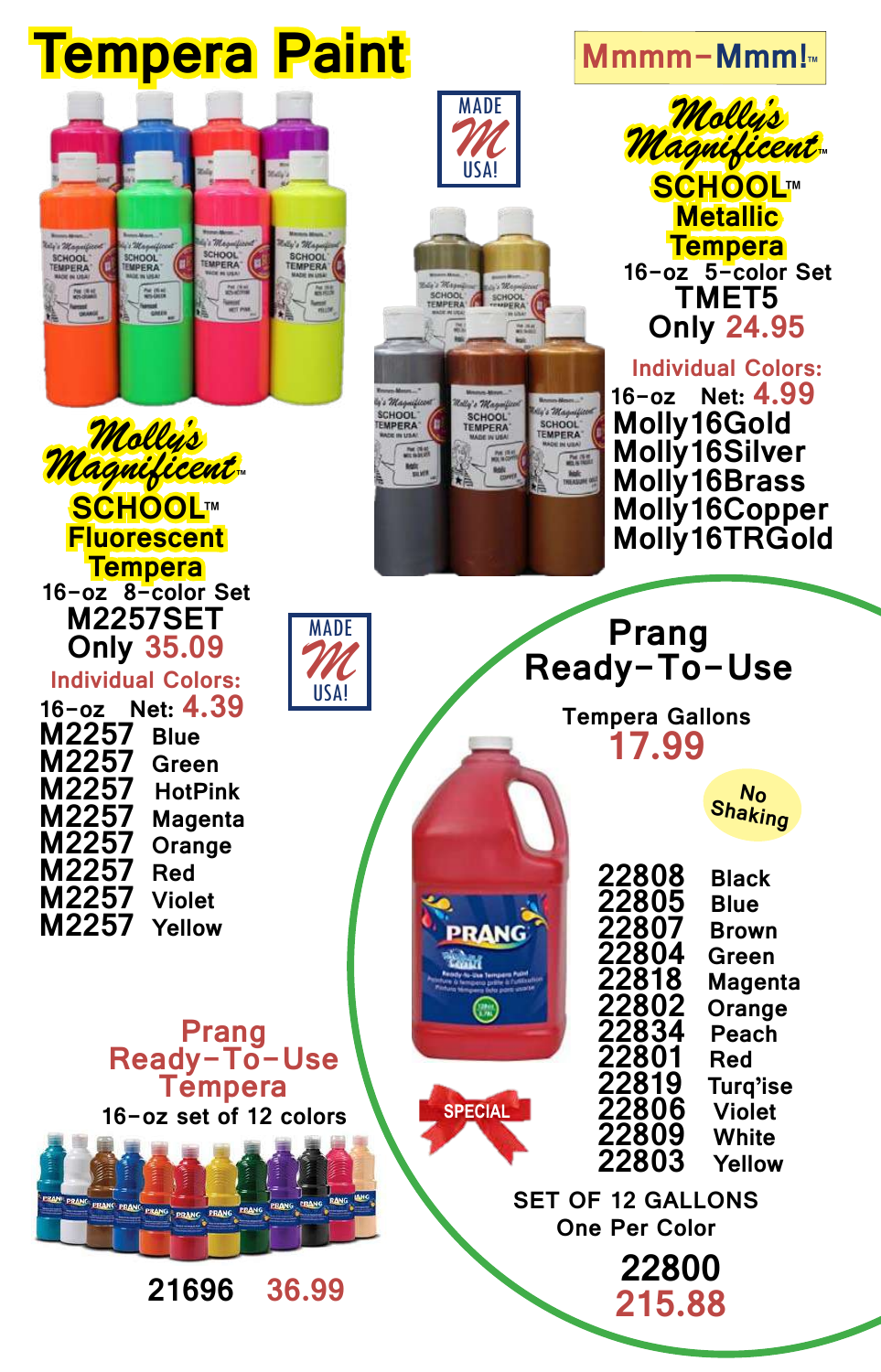# Tempera Paint

Mmmm–Mmm!™

MADE USA!

## Molly's Magnificent™ SCHOOL™ Metallic Tempera

16-oz 5-color Set

**TMET5**

**Only 24.95**

Individual Colors:

16-oz Net: 4.99

- Molly16Gold
- Molly16Silver
- Molly16Brass
- Molly16Copper
- Molly16TRGold

## Molly's Magnificent™ SCHOOL™ Fluorescent Tempera

16-oz 8-color Set

**M2257SET**

**Only 35.09**

MADE USA!

Individual Colors:

16-oz Net: 4.39

| Item | Color |
|---|---|
| M2257 | Blue |
| M2257 | Green |
| M2257 | HotPink |
| M2257 | Magenta |
| M2257 | Orange |
| M2257 | Red |
| M2257 | Violet |
| M2257 | Yellow |

## Prang Ready-To-Use Tempera

16-oz set of 12 colors

**21696 36.99**

## Prang Ready-To-Use

Tempera Gallons

**17.99**

No Shaking

| Item | Color |
|---|---|
| 22808 | Black |
| 22805 | Blue |
| 22807 | Brown |
| 22804 | Green |
| 22818 | Magenta |
| 22802 | Orange |
| 22834 | Peach |
| 22801 | Red |
| 22819 | Turq'ise |
| 22806 | Violet |
| 22809 | White |
| 22803 | Yellow |

SPECIAL

SET OF 12 GALLONS
One Per Color

**22800**

**215.88**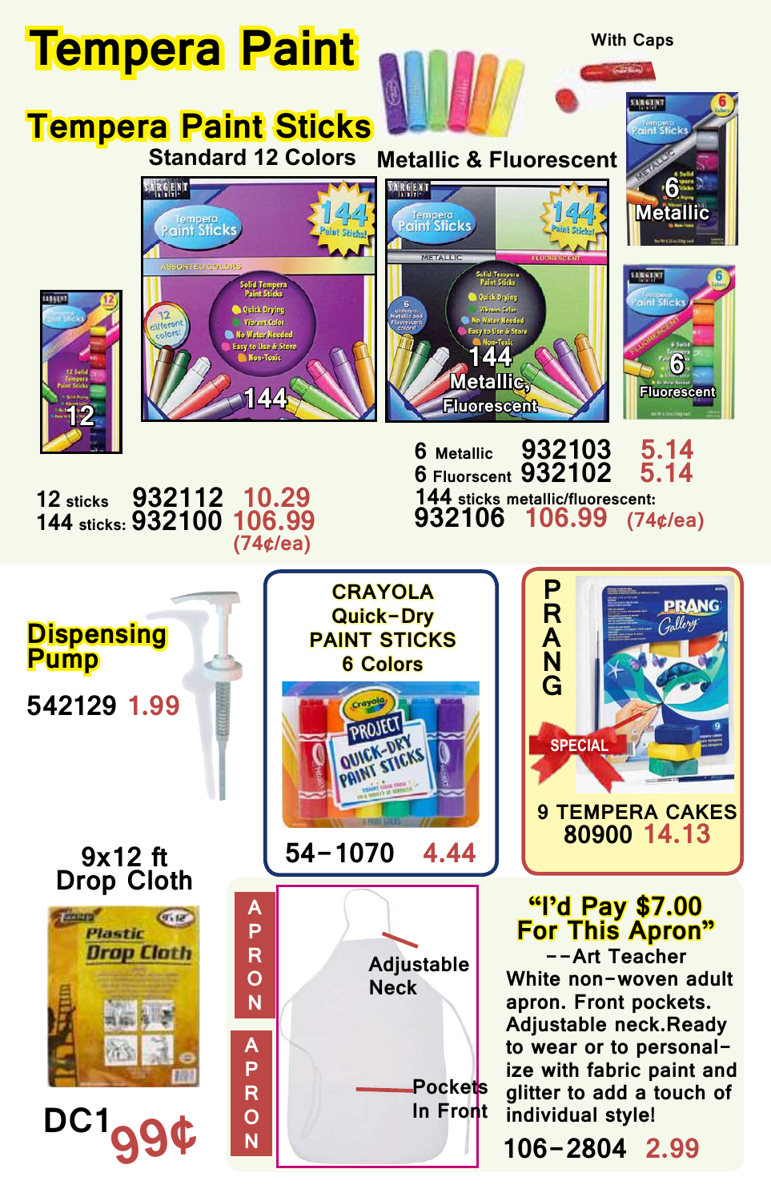# Tempera Paint

## Tempera Paint Sticks

With Caps

### Standard 12 Colors

| | | |
|---|---|---|
| 12 sticks | 932112 | 10.29 |
| 144 sticks: | 932100 | 106.99 (74¢/ea) |

### Metallic & Fluorescent

| | | |
|---|---|---|
| 6 Metallic | 932103 | 5.14 |
| 6 Fluorscent | 932102 | 5.14 |

144 sticks metallic/fluorescent:
932106 106.99 (74¢/ea)

## Dispensing Pump

542129 1.99

## CRAYOLA Quick-Dry PAINT STICKS 6 Colors

54-1070 4.44

## PRANG

SPECIAL

9 TEMPERA CAKES
80900 14.13

## 9x12 ft Drop Cloth

DC1 99¢

## APRON APRON

Adjustable Neck

Pockets In Front

### "I'd Pay $7.00 For This Apron"

--Art Teacher

White non-woven adult apron. Front pockets. Adjustable neck.Ready to wear or to personalize with fabric paint and glitter to add a touch of individual style!

106-2804 2.99